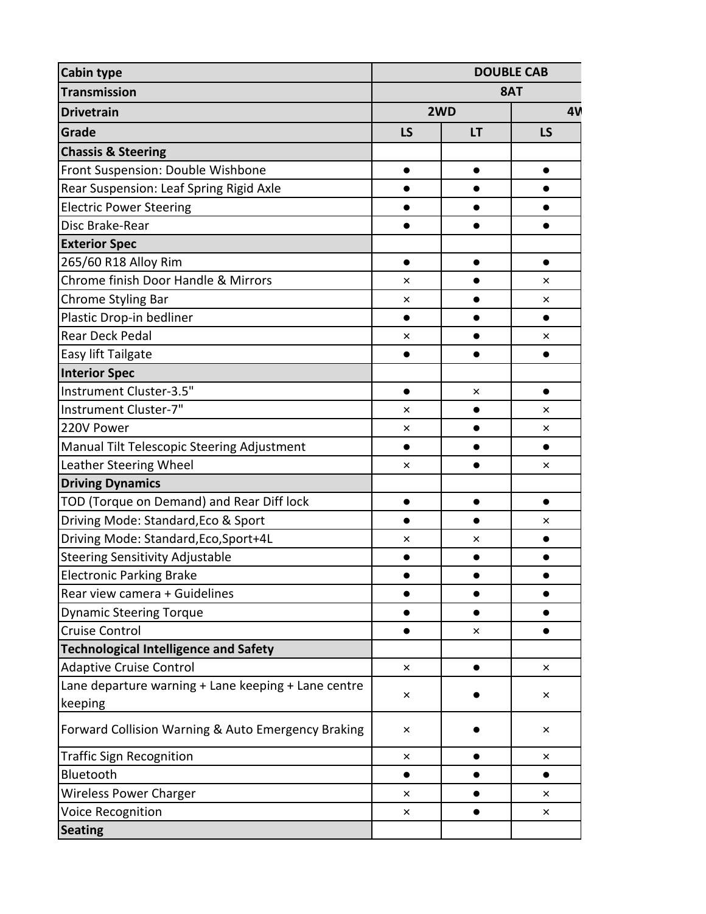| Cabin type | DOUBLE CAB | | |
|---|---|---|---|
| Transmission | 8AT | | |
| Drivetrain | 2WD | | 4W |
| Grade | LS | LT | LS |
| **Chassis & Steering** | | | |
| Front Suspension: Double Wishbone | ● | ● | ● |
| Rear Suspension: Leaf Spring Rigid Axle | ● | ● | ● |
| Electric Power Steering | ● | ● | ● |
| Disc Brake-Rear | ● | ● | ● |
| **Exterior Spec** | | | |
| 265/60 R18 Alloy Rim | ● | ● | ● |
| Chrome finish Door Handle & Mirrors | × | ● | × |
| Chrome Styling Bar | × | ● | × |
| Plastic Drop-in bedliner | ● | ● | ● |
| Rear Deck Pedal | × | ● | × |
| Easy lift Tailgate | ● | ● | ● |
| **Interior Spec** | | | |
| Instrument Cluster-3.5" | ● | × | ● |
| Instrument Cluster-7" | × | ● | × |
| 220V Power | × | ● | × |
| Manual Tilt Telescopic Steering Adjustment | ● | ● | ● |
| Leather Steering Wheel | × | ● | × |
| **Driving Dynamics** | | | |
| TOD (Torque on Demand) and Rear Diff lock | ● | ● | ● |
| Driving Mode: Standard,Eco & Sport | ● | ● | × |
| Driving Mode: Standard,Eco,Sport+4L | × | × | ● |
| Steering Sensitivity Adjustable | ● | ● | ● |
| Electronic Parking Brake | ● | ● | ● |
| Rear view camera + Guidelines | ● | ● | ● |
| Dynamic Steering Torque | ● | ● | ● |
| Cruise Control | ● | × | ● |
| **Technological Intelligence and Safety** | | | |
| Adaptive Cruise Control | × | ● | × |
| Lane departure warning + Lane keeping + Lane centre keeping | × | ● | × |
| Forward Collision Warning & Auto Emergency Braking | × | ● | × |
| Traffic Sign Recognition | × | ● | × |
| Bluetooth | ● | ● | ● |
| Wireless Power Charger | × | ● | × |
| Voice Recognition | × | ● | × |
| **Seating** | | | |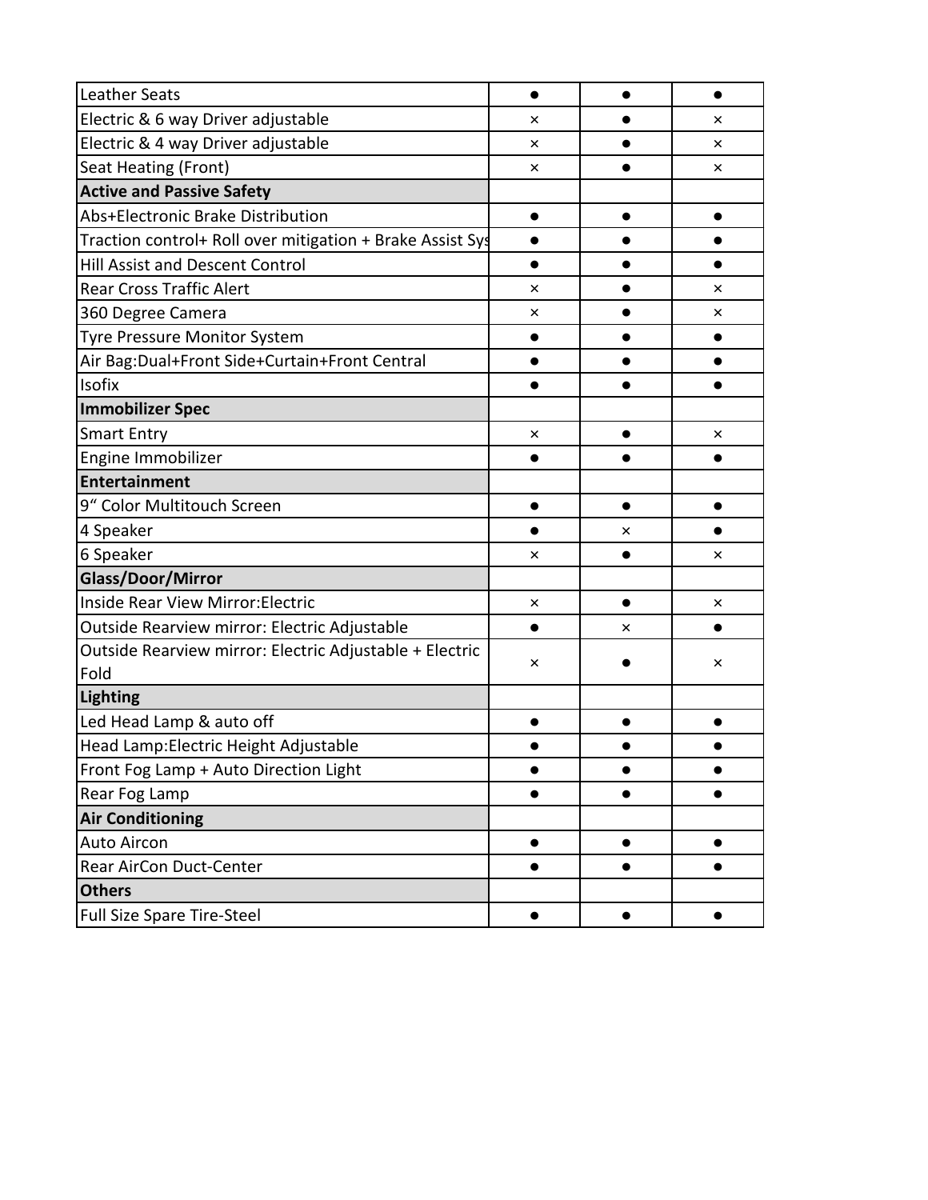| Leather Seats | ● | ● | ● |
|---|---|---|---|
| Electric & 6 way Driver adjustable | × | ● | × |
| Electric & 4 way Driver adjustable | × | ● | × |
| Seat Heating (Front) | × | ● | × |
| **Active and Passive Safety** | | | |
| Abs+Electronic Brake Distribution | ● | ● | ● |
| Traction control+ Roll over mitigation + Brake Assist Sys | ● | ● | ● |
| Hill Assist and Descent Control | ● | ● | ● |
| Rear Cross Traffic Alert | × | ● | × |
| 360 Degree Camera | × | ● | × |
| Tyre Pressure Monitor System | ● | ● | ● |
| Air Bag:Dual+Front Side+Curtain+Front Central | ● | ● | ● |
| Isofix | ● | ● | ● |
| **Immobilizer Spec** | | | |
| Smart Entry | × | ● | × |
| Engine Immobilizer | ● | ● | ● |
| **Entertainment** | | | |
| 9“ Color Multitouch Screen | ● | ● | ● |
| 4 Speaker | ● | × | ● |
| 6 Speaker | × | ● | × |
| **Glass/Door/Mirror** | | | |
| Inside Rear View Mirror:Electric | × | ● | × |
| Outside Rearview mirror: Electric Adjustable | ● | × | ● |
| Outside Rearview mirror: Electric Adjustable + Electric Fold | × | ● | × |
| **Lighting** | | | |
| Led Head Lamp & auto off | ● | ● | ● |
| Head Lamp:Electric Height Adjustable | ● | ● | ● |
| Front Fog Lamp + Auto Direction Light | ● | ● | ● |
| Rear Fog Lamp | ● | ● | ● |
| **Air Conditioning** | | | |
| Auto Aircon | ● | ● | ● |
| Rear AirCon Duct-Center | ● | ● | ● |
| **Others** | | | |
| Full Size Spare Tire-Steel | ● | ● | ● |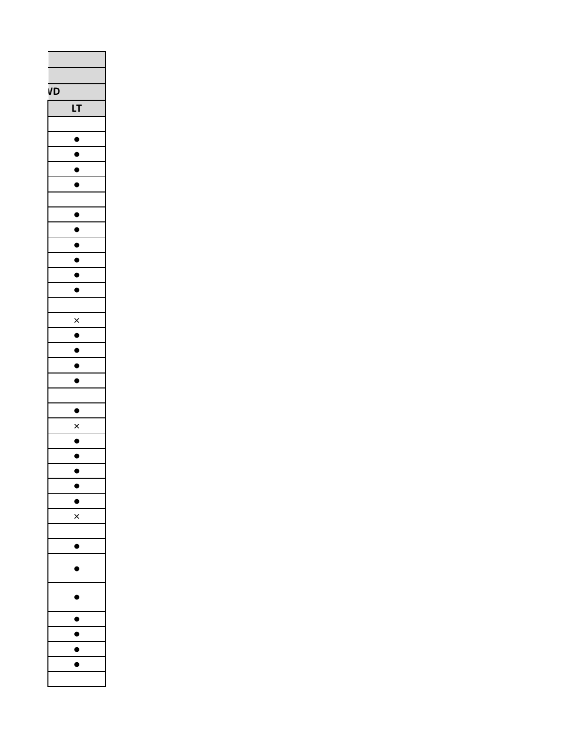| |
|---|
| |
| |
| WD |
| LT |
| |
| ● |
| ● |
| ● |
| ● |
| |
| ● |
| ● |
| ● |
| ● |
| ● |
| ● |
| |
| × |
| ● |
| ● |
| ● |
| ● |
| |
| ● |
| × |
| ● |
| ● |
| ● |
| ● |
| ● |
| × |
| |
| ● |
| ● |
| ● |
| ● |
| ● |
| ● |
| ● |
| |